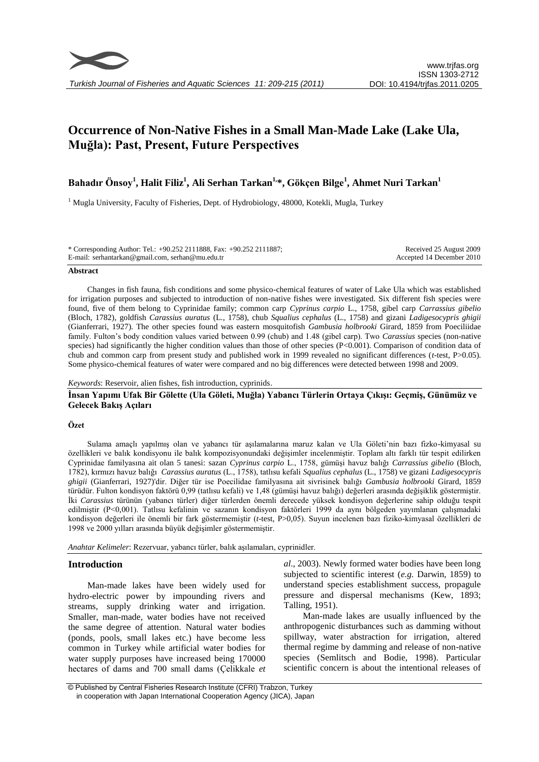# Occurrence of Non-Native Fishes in a Small Man-Made Lake (Lake Ula, Muğla): Past, Present, Future Perspectives

**Bahadır Önsoy[1], Halit Filiz[1], Ali Serhan Tarkan[1,*], Gökçen Bilge[1], Ahmet Nuri Tarkan[1]**

[1] Mugla University, Faculty of Fisheries, Dept. of Hydrobiology, 48000, Kotekli, Mugla, Turkey

\* Corresponding Author: Tel.: +90.252 2111888, Fax: +90.252 2111887;
E-mail: serhantarkan@gmail.com, serhan@mu.edu.tr

Received 25 August 2009
Accepted 14 December 2010

## Abstract

Changes in fish fauna, fish conditions and some physico-chemical features of water of Lake Ula which was established for irrigation purposes and subjected to introduction of non-native fishes were investigated. Six different fish species were found, five of them belong to Cyprinidae family; common carp *Cyprinus carpio* L., 1758, gibel carp *Carrassius gibelio* (Bloch, 1782), goldfish *Carassius auratus* (L., 1758), chub *Squalius cephalus* (L., 1758) and gizani *Ladigesocypris ghigii* (Gianferrari, 1927). The other species found was eastern mosquitofish *Gambusia holbrooki* Girard, 1859 from Poeciliidae family. Fulton's body condition values varied between 0.99 (chub) and 1.48 (gibel carp). Two *Carassius* species (non-native species) had significantly the higher condition values than those of other species ($P<0.001$). Comparison of condition data of chub and common carp from present study and published work in 1999 revealed no significant differences (*t*-test, $P>0.05$). Some physico-chemical features of water were compared and no big differences were detected between 1998 and 2009.

*Keywords*: Reservoir, alien fishes, fish introduction, cyprinids.

## İnsan Yapımı Ufak Bir Gölette (Ula Göleti, Muğla) Yabancı Türlerin Ortaya Çıkışı: Geçmiş, Günümüz ve Gelecek Bakış Açıları

### Özet

Sulama amaçlı yapılmış olan ve yabancı tür aşılamalarına maruz kalan ve Ula Göleti'nin bazı fizko-kimyasal su özellikleri ve balık kondisyonu ile balık kompozisyonundaki değişimler incelenmiştir. Toplam altı farklı tür tespit edilirken Cyprinidae familyasına ait olan 5 tanesi: sazan *Cyprinus carpio* L., 1758, gümüşi havuz balığı *Carrassius gibelio* (Bloch, 1782), kırmızı havuz balığı *Carassius auratus* (L., 1758), tatlısu kefali *Squalius cephalus* (L., 1758) ve gizani *Ladigesocypris ghigii* (Gianferrari, 1927)'dir. Diğer tür ise Poecilidae familyasına ait sivrisinek balığı *Gambusia holbrooki* Girard, 1859 türüdür. Fulton kondisyon faktörü 0,99 (tatlısu kefali) ve 1,48 (gümüşi havuz balığı) değerleri arasında değişiklik göstermiştir. İki *Carassius* türünün (yabancı türler) diğer türlerden önemli derecede yüksek kondisyon değerlerine sahip olduğu tespit edilmiştir ($P<0,001$). Tatlısu kefalinin ve sazanın kondisyon faktörleri 1999 da aynı bölgeden yayımlanan çalışmadaki kondisyon değerleri ile önemli bir fark göstermemiştir (*t*-test, $P>0,05$). Suyun incelenen bazı fiziko-kimyasal özellikleri de 1998 ve 2000 yılları arasında büyük değişimler göstermemiştir.

*Anahtar Kelimeler*: Rezervuar, yabancı türler, balık aşılamaları, cyprinidler.

## Introduction

Man-made lakes have been widely used for hydro-electric power by impounding rivers and streams, supply drinking water and irrigation. Smaller, man-made, water bodies have not received the same degree of attention. Natural water bodies (ponds, pools, small lakes etc.) have become less common in Turkey while artificial water bodies for water supply purposes have increased being 170000 hectares of dams and 700 small dams (Çelikkale *et al*., 2003). Newly formed water bodies have been long subjected to scientific interest (*e.g.* Darwin, 1859) to understand species establishment success, propagule pressure and dispersal mechanisms (Kew, 1893; Talling, 1951).

Man-made lakes are usually influenced by the anthropogenic disturbances such as damming without spillway, water abstraction for irrigation, altered thermal regime by damming and release of non-native species (Semlitsch and Bodie, 1998). Particular scientific concern is about the intentional releases of

© Published by Central Fisheries Research Institute (CFRI) Trabzon, Turkey in cooperation with Japan International Cooperation Agency (JICA), Japan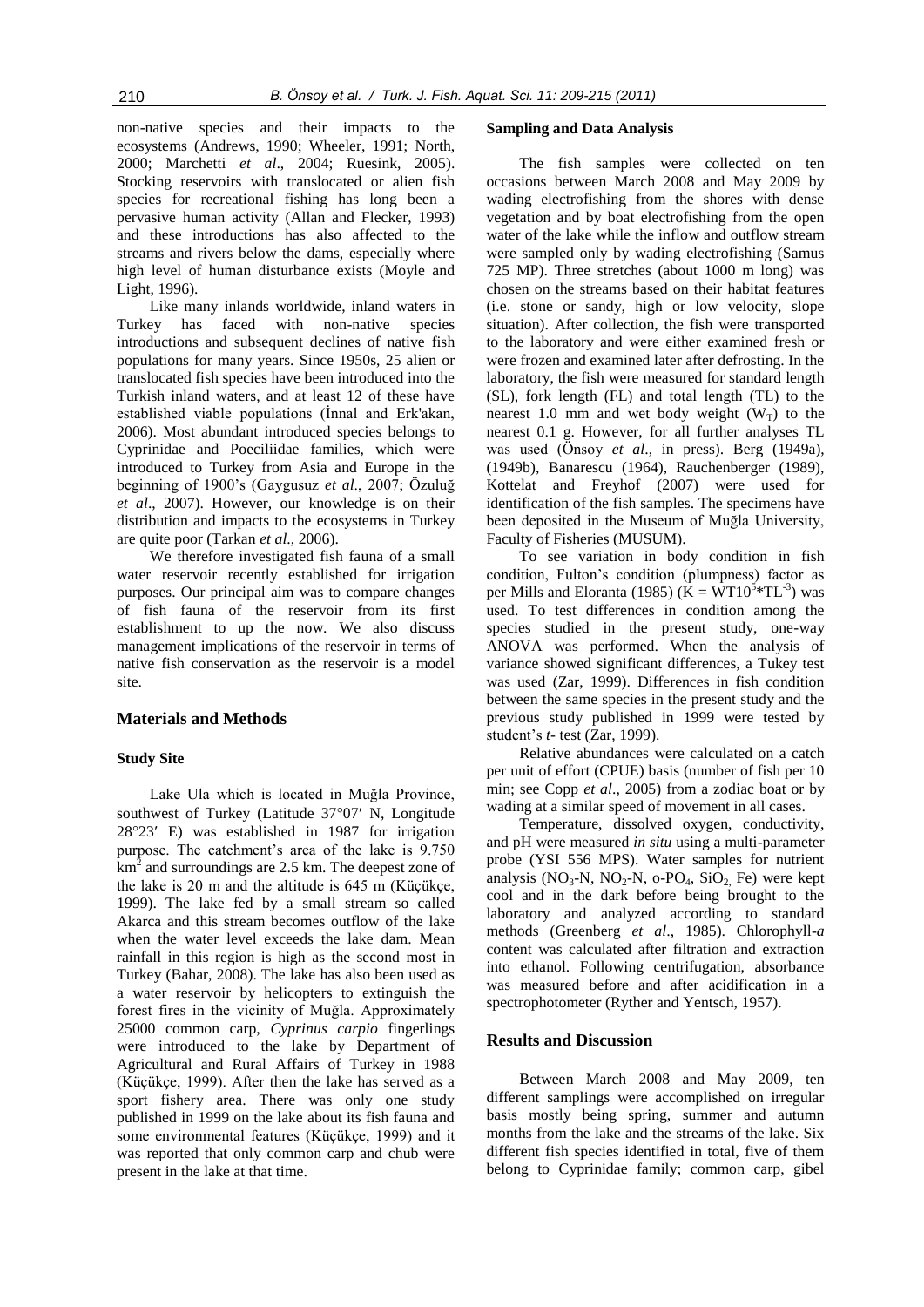non-native species and their impacts to the ecosystems (Andrews, 1990; Wheeler, 1991; North, 2000; Marchetti *et al*., 2004; Ruesink, 2005). Stocking reservoirs with translocated or alien fish species for recreational fishing has long been a pervasive human activity (Allan and Flecker, 1993) and these introductions has also affected to the streams and rivers below the dams, especially where high level of human disturbance exists (Moyle and Light, 1996).

Like many inlands worldwide, inland waters in Turkey has faced with non-native species introductions and subsequent declines of native fish populations for many years. Since 1950s, 25 alien or translocated fish species have been introduced into the Turkish inland waters, and at least 12 of these have established viable populations (İnnal and Erk'akan, 2006). Most abundant introduced species belongs to Cyprinidae and Poeciliidae families, which were introduced to Turkey from Asia and Europe in the beginning of 1900's (Gaygusuz *et al*., 2007; Özuluğ *et al*., 2007). However, our knowledge is on their distribution and impacts to the ecosystems in Turkey are quite poor (Tarkan *et al*., 2006).

We therefore investigated fish fauna of a small water reservoir recently established for irrigation purposes. Our principal aim was to compare changes of fish fauna of the reservoir from its first establishment to up the now. We also discuss management implications of the reservoir in terms of native fish conservation as the reservoir is a model site.

## Materials and Methods

### Study Site

Lake Ula which is located in Muğla Province, southwest of Turkey (Latitude 37°07′ N, Longitude 28°23′ E) was established in 1987 for irrigation purpose. The catchment's area of the lake is 9.750 $km^2$ and surroundings are 2.5 km. The deepest zone of the lake is 20 m and the altitude is 645 m (Küçükçe, 1999). The lake fed by a small stream so called Akarca and this stream becomes outflow of the lake when the water level exceeds the lake dam. Mean rainfall in this region is high as the second most in Turkey (Bahar, 2008). The lake has also been used as a water reservoir by helicopters to extinguish the forest fires in the vicinity of Muğla. Approximately 25000 common carp, *Cyprinus carpio* fingerlings were introduced to the lake by Department of Agricultural and Rural Affairs of Turkey in 1988 (Küçükçe, 1999). After then the lake has served as a sport fishery area. There was only one study published in 1999 on the lake about its fish fauna and some environmental features (Küçükçe, 1999) and it was reported that only common carp and chub were present in the lake at that time.

### Sampling and Data Analysis

The fish samples were collected on ten occasions between March 2008 and May 2009 by wading electrofishing from the shores with dense vegetation and by boat electrofishing from the open water of the lake while the inflow and outflow stream were sampled only by wading electrofishing (Samus 725 MP). Three stretches (about 1000 m long) was chosen on the streams based on their habitat features (i.e. stone or sandy, high or low velocity, slope situation). After collection, the fish were transported to the laboratory and were either examined fresh or were frozen and examined later after defrosting. In the laboratory, the fish were measured for standard length (SL), fork length (FL) and total length (TL) to the nearest 1.0 mm and wet body weight ($W_T$) to the nearest 0.1 g. However, for all further analyses TL was used (Önsoy *et al*., in press). Berg (1949a), (1949b), Banarescu (1964), Rauchenberger (1989), Kottelat and Freyhof (2007) were used for identification of the fish samples. The specimens have been deposited in the Museum of Muğla University, Faculty of Fisheries (MUSUM).

To see variation in body condition in fish condition, Fulton's condition (plumpness) factor as per Mills and Eloranta (1985) ($K = WT10^5 * TL^{-3}$) was used. To test differences in condition among the species studied in the present study, one-way ANOVA was performed. When the analysis of variance showed significant differences, a Tukey test was used (Zar, 1999). Differences in fish condition between the same species in the present study and the previous study published in 1999 were tested by student's *t*- test (Zar, 1999).

Relative abundances were calculated on a catch per unit of effort (CPUE) basis (number of fish per 10 min; see Copp *et al*., 2005) from a zodiac boat or by wading at a similar speed of movement in all cases.

Temperature, dissolved oxygen, conductivity, and pH were measured *in situ* using a multi-parameter probe (YSI 556 MPS). Water samples for nutrient analysis ($NO_3$-N, $NO_2$-N, o-$PO_4$, $SiO_2$, Fe) were kept cool and in the dark before being brought to the laboratory and analyzed according to standard methods (Greenberg *et al*., 1985). Chlorophyll-*a* content was calculated after filtration and extraction into ethanol. Following centrifugation, absorbance was measured before and after acidification in a spectrophotometer (Ryther and Yentsch, 1957).

## Results and Discussion

Between March 2008 and May 2009, ten different samplings were accomplished on irregular basis mostly being spring, summer and autumn months from the lake and the streams of the lake. Six different fish species identified in total, five of them belong to Cyprinidae family; common carp, gibel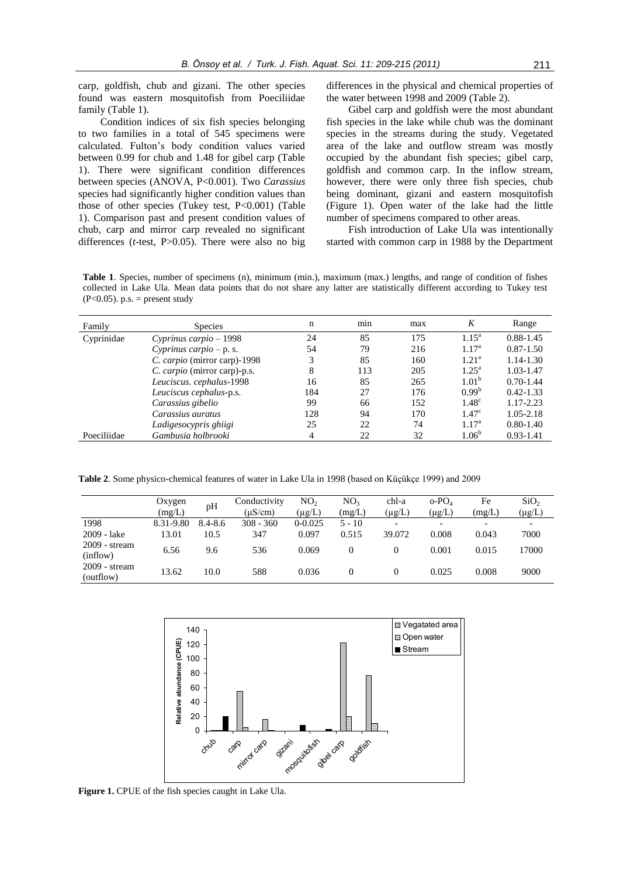carp, goldfish, chub and gizani. The other species found was eastern mosquitofish from Poeciliidae family (Table 1).

Condition indices of six fish species belonging to two families in a total of 545 specimens were calculated. Fulton's body condition values varied between 0.99 for chub and 1.48 for gibel carp (Table 1). There were significant condition differences between species (ANOVA, P<0.001). Two *Carassius* species had significantly higher condition values than those of other species (Tukey test, P<0.001) (Table 1). Comparison past and present condition values of chub, carp and mirror carp revealed no significant differences (*t*-test, P>0.05). There were also no big differences in the physical and chemical properties of the water between 1998 and 2009 (Table 2).

Gibel carp and goldfish were the most abundant fish species in the lake while chub was the dominant species in the streams during the study. Vegetated area of the lake and outflow stream was mostly occupied by the abundant fish species; gibel carp, goldfish and common carp. In the inflow stream, however, there were only three fish species, chub being dominant, gizani and eastern mosquitofish (Figure 1). Open water of the lake had the little number of specimens compared to other areas.

Fish introduction of Lake Ula was intentionally started with common carp in 1988 by the Department

**Table 1**. Species, number of specimens (n), minimum (min.), maximum (max.) lengths, and range of condition of fishes collected in Lake Ula. Mean data points that do not share any latter are statistically different according to Tukey test (P<0.05). p.s. = present study

| Family | Species | n | min | max | *K* | Range |
|---|---|---|---|---|---|---|
| Cyprinidae | *Cyprinus carpio* – 1998 | 24 | 85 | 175 | $1.15^a$ | 0.88-1.45 |
| | *Cyprinus carpio* – p. s. | 54 | 79 | 216 | $1.17^a$ | 0.87-1.50 |
| | *C. carpio* (mirror carp)-1998 | 3 | 85 | 160 | $1.21^a$ | 1.14-1.30 |
| | *C. carpio* (mirror carp)-p.s. | 8 | 113 | 205 | $1.25^a$ | 1.03-1.47 |
| | *Leuciscus. cephalus*-1998 | 16 | 85 | 265 | $1.01^b$ | 0.70-1.44 |
| | *Leuciscus cephalus*-p.s. | 184 | 27 | 176 | $0.99^b$ | 0.42-1.33 |
| | *Carassius gibelio* | 99 | 66 | 152 | $1.48^c$ | 1.17-2.23 |
| | *Carassius auratus* | 128 | 94 | 170 | $1.47^c$ | 1.05-2.18 |
| | *Ladigesocypris ghiigi* | 25 | 22 | 74 | $1.17^a$ | 0.80-1.40 |
| Poeciliidae | *Gambusia holbrooki* | 4 | 22 | 32 | $1.06^b$ | 0.93-1.41 |

**Table 2**. Some physico-chemical features of water in Lake Ula in 1998 (based on Küçükçe 1999) and 2009

| | Oxygen (mg/L) | pH | Conductivity (μS/cm) | $NO_2$ (μg/L) | $NO_3$ (mg/L) | chl-a (μg/L) | o-$PO_4$ (μg/L) | Fe (mg/L) | $SiO_2$ (μg/L) |
|---|---|---|---|---|---|---|---|---|---|
| 1998 | 8.31-9.80 | 8.4-8.6 | 308 - 360 | 0-0.025 | 5 - 10 | - | - | - | - |
| 2009 - lake | 13.01 | 10.5 | 347 | 0.097 | 0.515 | 39.072 | 0.008 | 0.043 | 7000 |
| 2009 - stream (inflow) | 6.56 | 9.6 | 536 | 0.069 | 0 | 0 | 0.001 | 0.015 | 17000 |
| 2009 - stream (outflow) | 13.62 | 10.0 | 588 | 0.036 | 0 | 0 | 0.025 | 0.008 | 9000 |

**Figure 1.** CPUE of the fish species caught in Lake Ula.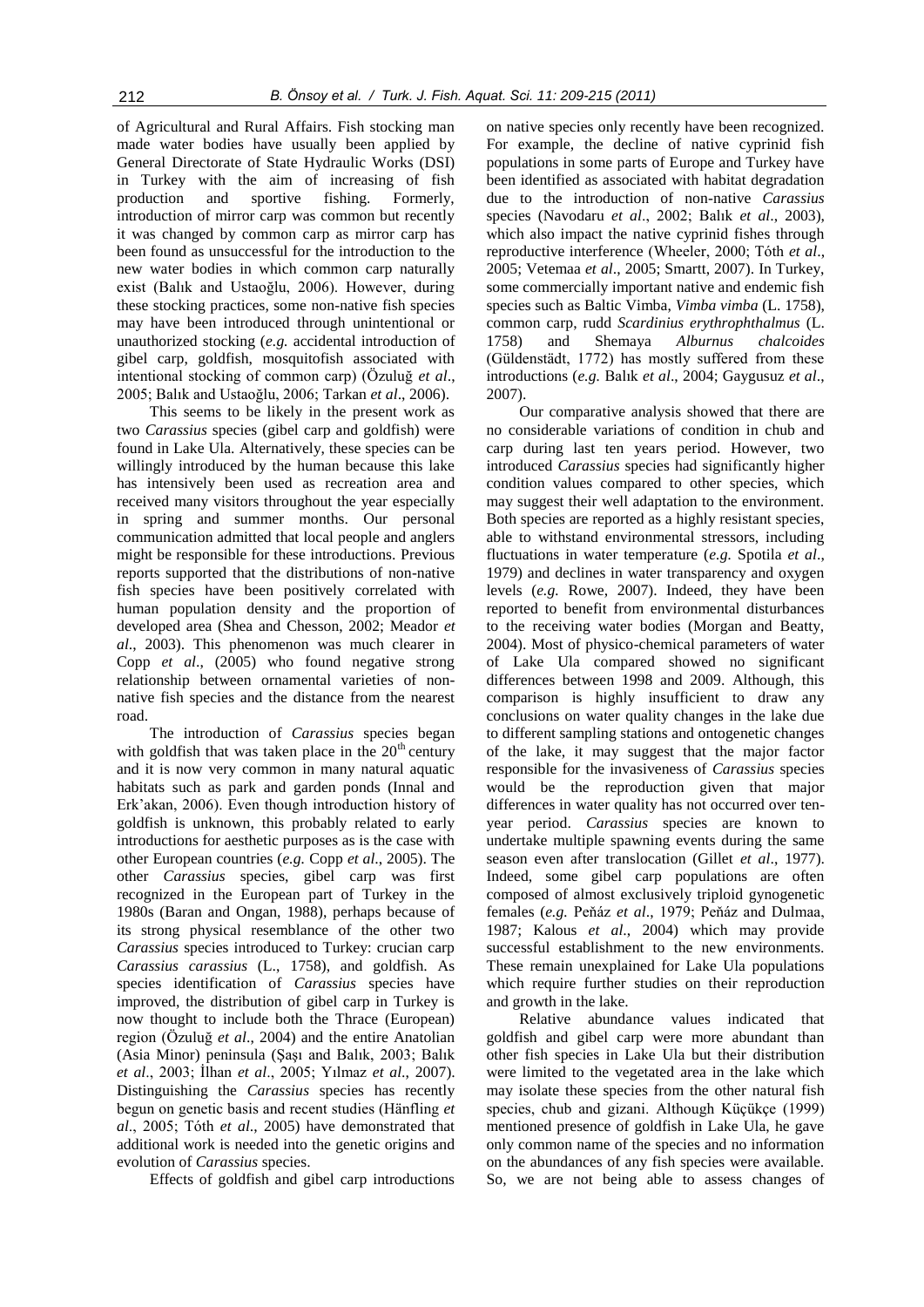of Agricultural and Rural Affairs. Fish stocking man made water bodies have usually been applied by General Directorate of State Hydraulic Works (DSI) in Turkey with the aim of increasing of fish production and sportive fishing. Formerly, introduction of mirror carp was common but recently it was changed by common carp as mirror carp has been found as unsuccessful for the introduction to the new water bodies in which common carp naturally exist (Balık and Ustaoğlu, 2006). However, during these stocking practices, some non-native fish species may have been introduced through unintentional or unauthorized stocking (*e.g.* accidental introduction of gibel carp, goldfish, mosquitofish associated with intentional stocking of common carp) (Özuluğ *et al*., 2005; Balık and Ustaoğlu, 2006; Tarkan *et al*., 2006).

This seems to be likely in the present work as two *Carassius* species (gibel carp and goldfish) were found in Lake Ula. Alternatively, these species can be willingly introduced by the human because this lake has intensively been used as recreation area and received many visitors throughout the year especially in spring and summer months. Our personal communication admitted that local people and anglers might be responsible for these introductions. Previous reports supported that the distributions of non-native fish species have been positively correlated with human population density and the proportion of developed area (Shea and Chesson, 2002; Meador *et al*., 2003). This phenomenon was much clearer in Copp *et al*., (2005) who found negative strong relationship between ornamental varieties of non-native fish species and the distance from the nearest road.

The introduction of *Carassius* species began with goldfish that was taken place in the $20^{th}$ century and it is now very common in many natural aquatic habitats such as park and garden ponds (Innal and Erk'akan, 2006). Even though introduction history of goldfish is unknown, this probably related to early introductions for aesthetic purposes as is the case with other European countries (*e.g.* Copp *et al*., 2005). The other *Carassius* species, gibel carp was first recognized in the European part of Turkey in the 1980s (Baran and Ongan, 1988), perhaps because of its strong physical resemblance of the other two *Carassius* species introduced to Turkey: crucian carp *Carassius carassius* (L., 1758), and goldfish. As species identification of *Carassius* species have improved, the distribution of gibel carp in Turkey is now thought to include both the Thrace (European) region (Özuluğ *et al*., 2004) and the entire Anatolian (Asia Minor) peninsula (Şaşı and Balık, 2003; Balık *et al*., 2003; İlhan *et al*., 2005; Yılmaz *et al*., 2007). Distinguishing the *Carassius* species has recently begun on genetic basis and recent studies (Hänfling *et al*., 2005; Tóth *et al*., 2005) have demonstrated that additional work is needed into the genetic origins and evolution of *Carassius* species.

Effects of goldfish and gibel carp introductions on native species only recently have been recognized. For example, the decline of native cyprinid fish populations in some parts of Europe and Turkey have been identified as associated with habitat degradation due to the introduction of non-native *Carassius* species (Navodaru *et al*., 2002; Balık *et al*., 2003), which also impact the native cyprinid fishes through reproductive interference (Wheeler, 2000; Tóth *et al*., 2005; Vetemaa *et al*., 2005; Smartt, 2007). In Turkey, some commercially important native and endemic fish species such as Baltic Vimba, *Vimba vimba* (L. 1758), common carp, rudd *Scardinius erythrophthalmus* (L. 1758) and Shemaya *Alburnus chalcoides* (Güldenstädt, 1772) has mostly suffered from these introductions (*e.g.* Balık *et al*., 2004; Gaygusuz *et al*., 2007).

Our comparative analysis showed that there are no considerable variations of condition in chub and carp during last ten years period. However, two introduced *Carassius* species had significantly higher condition values compared to other species, which may suggest their well adaptation to the environment. Both species are reported as a highly resistant species, able to withstand environmental stressors, including fluctuations in water temperature (*e.g.* Spotila *et al*., 1979) and declines in water transparency and oxygen levels (*e.g.* Rowe, 2007). Indeed, they have been reported to benefit from environmental disturbances to the receiving water bodies (Morgan and Beatty, 2004). Most of physico-chemical parameters of water of Lake Ula compared showed no significant differences between 1998 and 2009. Although, this comparison is highly insufficient to draw any conclusions on water quality changes in the lake due to different sampling stations and ontogenetic changes of the lake, it may suggest that the major factor responsible for the invasiveness of *Carassius* species would be the reproduction given that major differences in water quality has not occurred over ten-year period. *Carassius* species are known to undertake multiple spawning events during the same season even after translocation (Gillet *et al*., 1977). Indeed, some gibel carp populations are often composed of almost exclusively triploid gynogenetic females (*e.g.* Peňáz *et al*., 1979; Peňáz and Dulmaa, 1987; Kalous *et al*., 2004) which may provide successful establishment to the new environments. These remain unexplained for Lake Ula populations which require further studies on their reproduction and growth in the lake.

Relative abundance values indicated that goldfish and gibel carp were more abundant than other fish species in Lake Ula but their distribution were limited to the vegetated area in the lake which may isolate these species from the other natural fish species, chub and gizani. Although Küçükçe (1999) mentioned presence of goldfish in Lake Ula, he gave only common name of the species and no information on the abundances of any fish species were available. So, we are not being able to assess changes of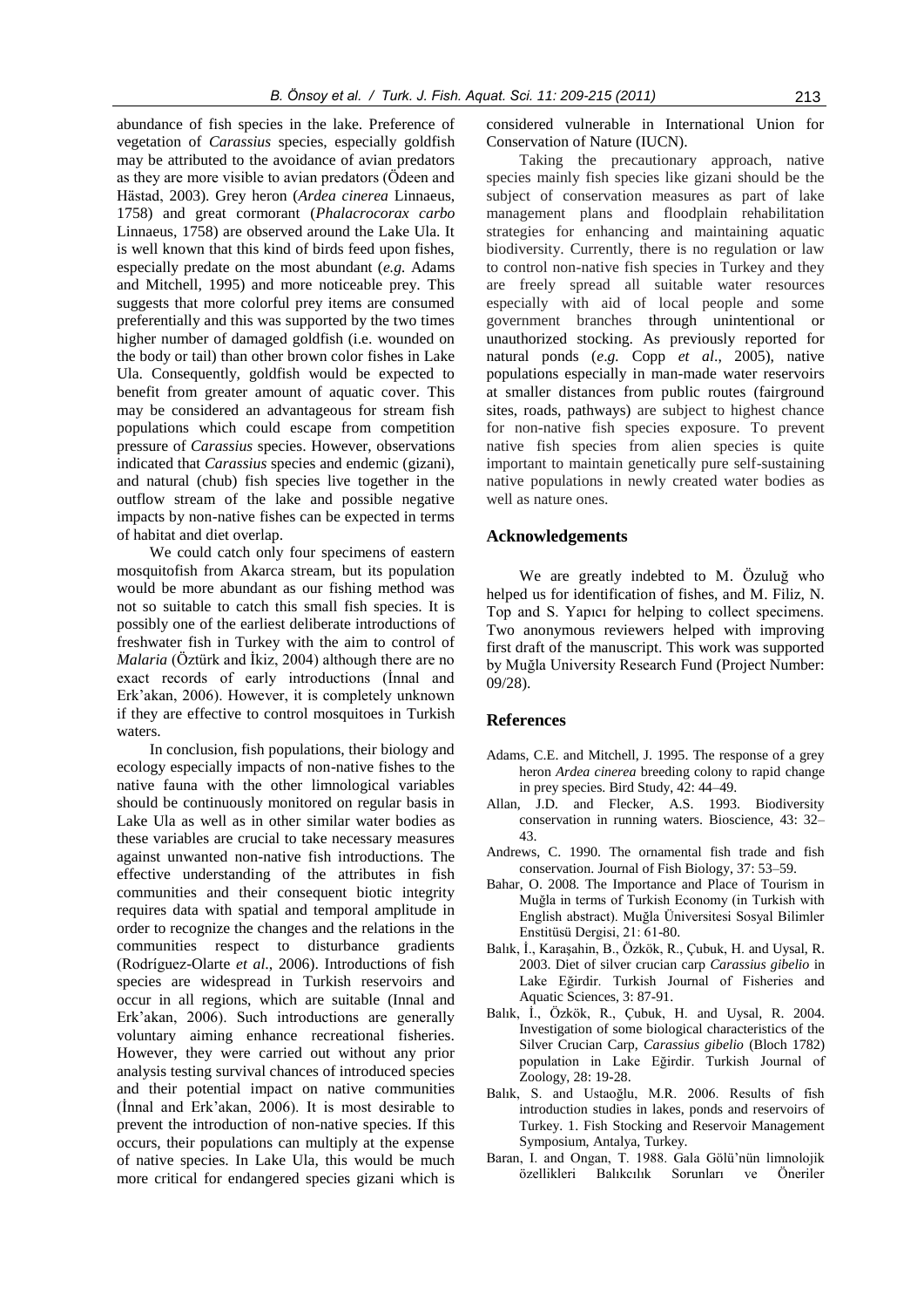abundance of fish species in the lake. Preference of vegetation of *Carassius* species, especially goldfish may be attributed to the avoidance of avian predators as they are more visible to avian predators (Ödeen and Hästad, 2003). Grey heron (*Ardea cinerea* Linnaeus, 1758) and great cormorant (*Phalacrocorax carbo* Linnaeus, 1758) are observed around the Lake Ula. It is well known that this kind of birds feed upon fishes, especially predate on the most abundant (*e.g.* Adams and Mitchell, 1995) and more noticeable prey. This suggests that more colorful prey items are consumed preferentially and this was supported by the two times higher number of damaged goldfish (i.e. wounded on the body or tail) than other brown color fishes in Lake Ula. Consequently, goldfish would be expected to benefit from greater amount of aquatic cover. This may be considered an advantageous for stream fish populations which could escape from competition pressure of *Carassius* species. However, observations indicated that *Carassius* species and endemic (gizani), and natural (chub) fish species live together in the outflow stream of the lake and possible negative impacts by non-native fishes can be expected in terms of habitat and diet overlap.

We could catch only four specimens of eastern mosquitofish from Akarca stream, but its population would be more abundant as our fishing method was not so suitable to catch this small fish species. It is possibly one of the earliest deliberate introductions of freshwater fish in Turkey with the aim to control of *Malaria* (Öztürk and İkiz, 2004) although there are no exact records of early introductions (İnnal and Erk'akan, 2006). However, it is completely unknown if they are effective to control mosquitoes in Turkish waters.

In conclusion, fish populations, their biology and ecology especially impacts of non-native fishes to the native fauna with the other limnological variables should be continuously monitored on regular basis in Lake Ula as well as in other similar water bodies as these variables are crucial to take necessary measures against unwanted non-native fish introductions. The effective understanding of the attributes in fish communities and their consequent biotic integrity requires data with spatial and temporal amplitude in order to recognize the changes and the relations in the communities respect to disturbance gradients (Rodríguez-Olarte *et al*., 2006). Introductions of fish species are widespread in Turkish reservoirs and occur in all regions, which are suitable (Innal and Erk'akan, 2006). Such introductions are generally voluntary aiming enhance recreational fisheries. However, they were carried out without any prior analysis testing survival chances of introduced species and their potential impact on native communities (İnnal and Erk'akan, 2006). It is most desirable to prevent the introduction of non-native species. If this occurs, their populations can multiply at the expense of native species. In Lake Ula, this would be much more critical for endangered species gizani which is considered vulnerable in International Union for Conservation of Nature (IUCN).

Taking the precautionary approach, native species mainly fish species like gizani should be the subject of conservation measures as part of lake management plans and floodplain rehabilitation strategies for enhancing and maintaining aquatic biodiversity. Currently, there is no regulation or law to control non-native fish species in Turkey and they are freely spread all suitable water resources especially with aid of local people and some government branches through unintentional or unauthorized stocking. As previously reported for natural ponds (*e.g.* Copp *et al*., 2005), native populations especially in man-made water reservoirs at smaller distances from public routes (fairground sites, roads, pathways) are subject to highest chance for non-native fish species exposure. To prevent native fish species from alien species is quite important to maintain genetically pure self-sustaining native populations in newly created water bodies as well as nature ones.

## Acknowledgements

We are greatly indebted to M. Özuluğ who helped us for identification of fishes, and M. Filiz, N. Top and S. Yapıcı for helping to collect specimens. Two anonymous reviewers helped with improving first draft of the manuscript. This work was supported by Muğla University Research Fund (Project Number: 09/28).

## References

- Adams, C.E. and Mitchell, J. 1995. The response of a grey heron *Ardea cinerea* breeding colony to rapid change in prey species. Bird Study, 42: 44–49.
- Allan, J.D. and Flecker, A.S. 1993. Biodiversity conservation in running waters. Bioscience, 43: 32–43.
- Andrews, C. 1990. The ornamental fish trade and fish conservation. Journal of Fish Biology, 37: 53–59.
- Bahar, O. 2008. The Importance and Place of Tourism in Muğla in terms of Turkish Economy (in Turkish with English abstract). Muğla Üniversitesi Sosyal Bilimler Enstitüsü Dergisi, 21: 61-80.
- Balık, İ., Karaşahin, B., Özkök, R., Çubuk, H. and Uysal, R. 2003. Diet of silver crucian carp *Carassius gibelio* in Lake Eğirdir. Turkish Journal of Fisheries and Aquatic Sciences, 3: 87-91.
- Balık, İ., Özkök, R., Çubuk, H. and Uysal, R. 2004. Investigation of some biological characteristics of the Silver Crucian Carp, *Carassius gibelio* (Bloch 1782) population in Lake Eğirdir. Turkish Journal of Zoology, 28: 19-28.
- Balık, S. and Ustaoğlu, M.R. 2006. Results of fish introduction studies in lakes, ponds and reservoirs of Turkey. 1. Fish Stocking and Reservoir Management Symposium, Antalya, Turkey.
- Baran, I. and Ongan, T. 1988. Gala Gölü'nün limnolojik özellikleri Balıkcılık Sorunları ve Öneriler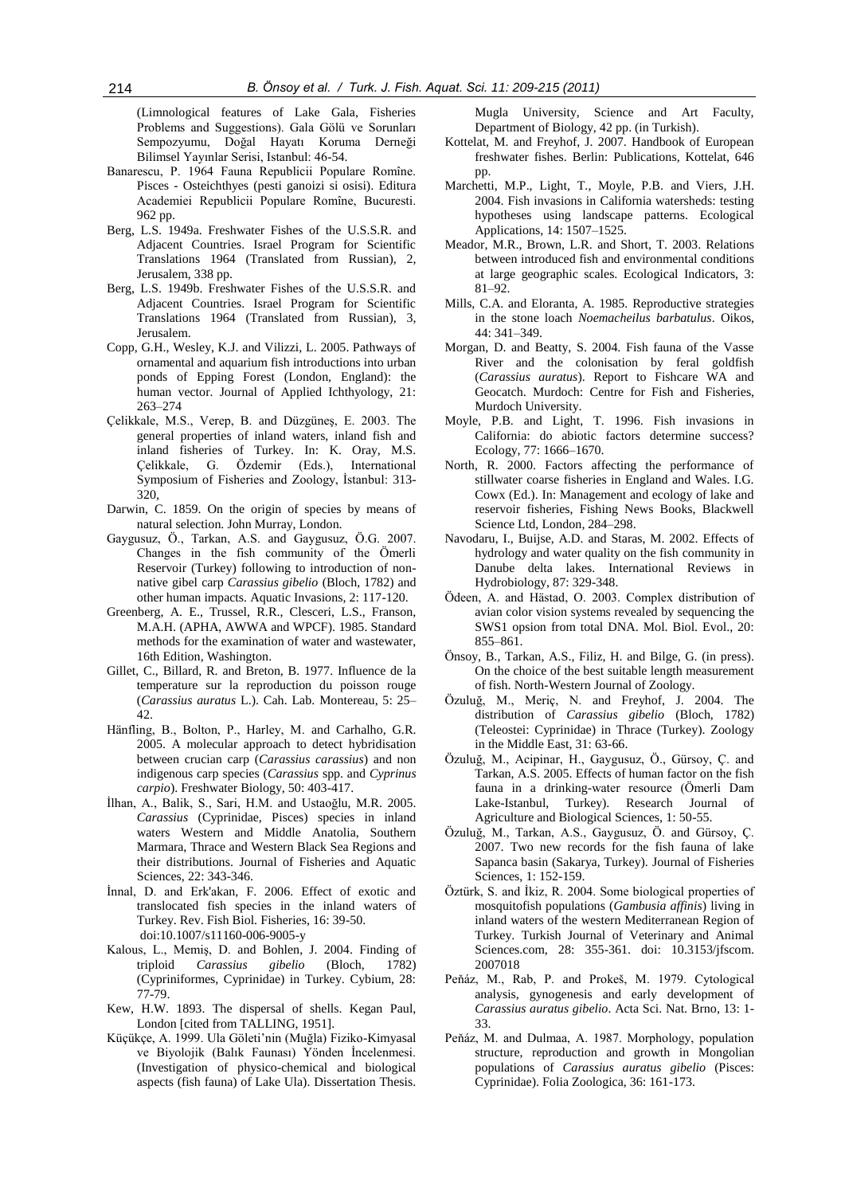(Limnological features of Lake Gala, Fisheries Problems and Suggestions). Gala Gölü ve Sorunları Sempozyumu, Doğal Hayatı Koruma Derneği Bilimsel Yayınlar Serisi, Istanbul: 46-54.

Banarescu, P. 1964 Fauna Republicii Populare Romîne. Pisces - Osteichthyes (pesti ganoizi si osisi). Editura Academiei Republicii Populare Romîne, Bucuresti. 962 pp.

Berg, L.S. 1949a. Freshwater Fishes of the U.S.S.R. and Adjacent Countries. Israel Program for Scientific Translations 1964 (Translated from Russian), 2, Jerusalem, 338 pp.

Berg, L.S. 1949b. Freshwater Fishes of the U.S.S.R. and Adjacent Countries. Israel Program for Scientific Translations 1964 (Translated from Russian), 3, Jerusalem.

Copp, G.H., Wesley, K.J. and Vilizzi, L. 2005. Pathways of ornamental and aquarium fish introductions into urban ponds of Epping Forest (London, England): the human vector. Journal of Applied Ichthyology, 21: 263–274

Çelikkale, M.S., Verep, B. and Düzgüneş, E. 2003. The general properties of inland waters, inland fish and inland fisheries of Turkey. In: K. Oray, M.S. Çelikkale, G. Özdemir (Eds.), International Symposium of Fisheries and Zoology, İstanbul: 313-320,

Darwin, C. 1859. On the origin of species by means of natural selection. John Murray, London.

Gaygusuz, Ö., Tarkan, A.S. and Gaygusuz, Ö.G. 2007. Changes in the fish community of the Ömerli Reservoir (Turkey) following to introduction of non-native gibel carp *Carassius gibelio* (Bloch, 1782) and other human impacts. Aquatic Invasions, 2: 117-120.

Greenberg, A. E., Trussel, R.R., Clesceri, L.S., Franson, M.A.H. (APHA, AWWA and WPCF). 1985. Standard methods for the examination of water and wastewater, 16th Edition, Washington.

Gillet, C., Billard, R. and Breton, B. 1977. Influence de la temperature sur la reproduction du poisson rouge (*Carassius auratus* L.). Cah. Lab. Montereau, 5: 25–42.

Hänfling, B., Bolton, P., Harley, M. and Carhalho, G.R. 2005. A molecular approach to detect hybridisation between crucian carp (*Carassius carassius*) and non indigenous carp species (*Carassius* spp. and *Cyprinus carpio*). Freshwater Biology, 50: 403-417.

İlhan, A., Balik, S., Sari, H.M. and Ustaoğlu, M.R. 2005. *Carassius* (Cyprinidae, Pisces) species in inland waters Western and Middle Anatolia, Southern Marmara, Thrace and Western Black Sea Regions and their distributions. Journal of Fisheries and Aquatic Sciences, 22: 343-346.

İnnal, D. and Erk'akan, F. 2006. Effect of exotic and translocated fish species in the inland waters of Turkey. Rev. Fish Biol. Fisheries, 16: 39-50. doi:10.1007/s11160-006-9005-y

Kalous, L., Memiş, D. and Bohlen, J. 2004. Finding of triploid *Carassius gibelio* (Bloch, 1782) (Cypriniformes, Cyprinidae) in Turkey. Cybium, 28: 77-79.

Kew, H.W. 1893. The dispersal of shells. Kegan Paul, London [cited from TALLING, 1951].

Küçükçe, A. 1999. Ula Göleti'nin (Muğla) Fiziko-Kimyasal ve Biyolojik (Balık Faunası) Yönden İncelenmesi. (Investigation of physico-chemical and biological aspects (fish fauna) of Lake Ula). Dissertation Thesis. Mugla University, Science and Art Faculty, Department of Biology, 42 pp. (in Turkish).

Kottelat, M. and Freyhof, J. 2007. Handbook of European freshwater fishes. Berlin: Publications, Kottelat, 646 pp.

Marchetti, M.P., Light, T., Moyle, P.B. and Viers, J.H. 2004. Fish invasions in California watersheds: testing hypotheses using landscape patterns. Ecological Applications, 14: 1507–1525.

Meador, M.R., Brown, L.R. and Short, T. 2003. Relations between introduced fish and environmental conditions at large geographic scales. Ecological Indicators, 3: 81–92.

Mills, C.A. and Eloranta, A. 1985. Reproductive strategies in the stone loach *Noemacheilus barbatulus*. Oikos, 44: 341–349.

Morgan, D. and Beatty, S. 2004. Fish fauna of the Vasse River and the colonisation by feral goldfish (*Carassius auratus*). Report to Fishcare WA and Geocatch. Murdoch: Centre for Fish and Fisheries, Murdoch University.

Moyle, P.B. and Light, T. 1996. Fish invasions in California: do abiotic factors determine success? Ecology, 77: 1666–1670.

North, R. 2000. Factors affecting the performance of stillwater coarse fisheries in England and Wales. I.G. Cowx (Ed.). In: Management and ecology of lake and reservoir fisheries, Fishing News Books, Blackwell Science Ltd, London, 284–298.

Navodaru, I., Buijse, A.D. and Staras, M. 2002. Effects of hydrology and water quality on the fish community in Danube delta lakes. International Reviews in Hydrobiology, 87: 329-348.

Ödeen, A. and Hästad, O. 2003. Complex distribution of avian color vision systems revealed by sequencing the SWS1 opsion from total DNA. Mol. Biol. Evol., 20: 855–861.

Önsoy, B., Tarkan, A.S., Filiz, H. and Bilge, G. (in press). On the choice of the best suitable length measurement of fish. North-Western Journal of Zoology.

Özuluğ, M., Meriç, N. and Freyhof, J. 2004. The distribution of *Carassius gibelio* (Bloch, 1782) (Teleostei: Cyprinidae) in Thrace (Turkey). Zoology in the Middle East, 31: 63-66.

Özuluğ, M., Acipinar, H., Gaygusuz, Ö., Gürsoy, Ç. and Tarkan, A.S. 2005. Effects of human factor on the fish fauna in a drinking-water resource (Ömerli Dam Lake-Istanbul, Turkey). Research Journal of Agriculture and Biological Sciences, 1: 50-55.

Özuluğ, M., Tarkan, A.S., Gaygusuz, Ö. and Gürsoy, Ç. 2007. Two new records for the fish fauna of lake Sapanca basin (Sakarya, Turkey). Journal of Fisheries Sciences, 1: 152-159.

Öztürk, S. and İkiz, R. 2004. Some biological properties of mosquitofish populations (*Gambusia affinis*) living in inland waters of the western Mediterranean Region of Turkey. Turkish Journal of Veterinary and Animal Sciences.com, 28: 355-361. doi: 10.3153/jfscom. 2007018

Peňáz, M., Rab, P. and Prokeš, M. 1979. Cytological analysis, gynogenesis and early development of *Carassius auratus gibelio*. Acta Sci. Nat. Brno, 13: 1-33.

Peňáz, M. and Dulmaa, A. 1987. Morphology, population structure, reproduction and growth in Mongolian populations of *Carassius auratus gibelio* (Pisces: Cyprinidae). Folia Zoologica, 36: 161-173.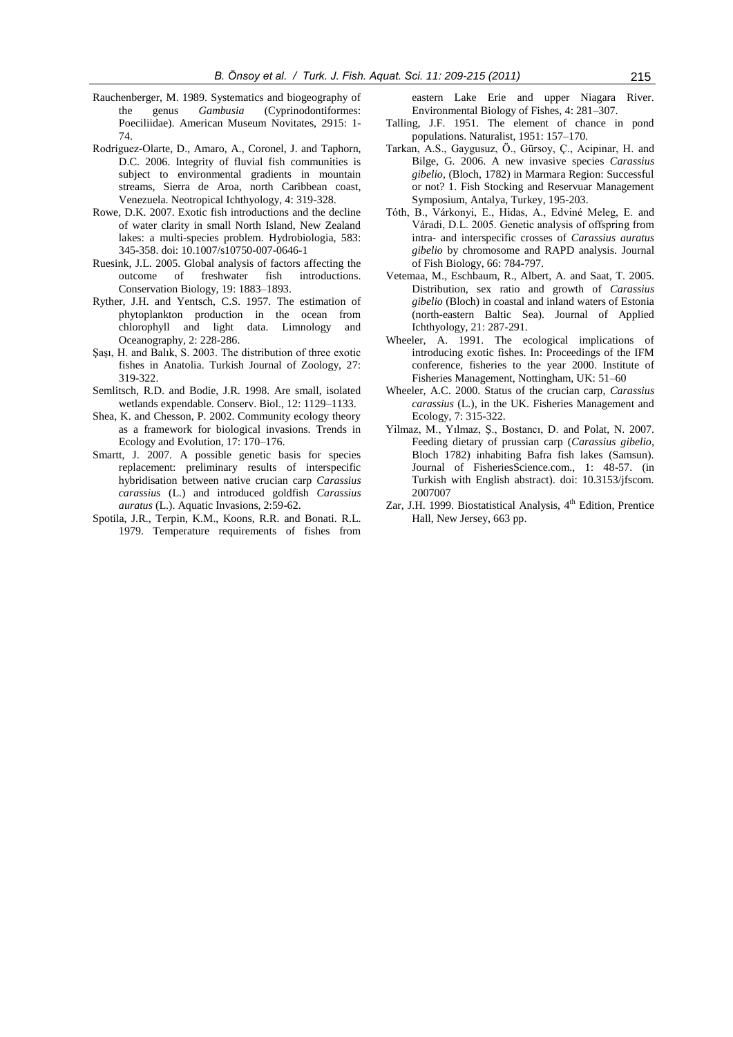Rauchenberger, M. 1989. Systematics and biogeography of the genus *Gambusia* (Cyprinodontiformes: Poeciliidae). American Museum Novitates, 2915: 1-74.

Rodríguez-Olarte, D., Amaro, A., Coronel, J. and Taphorn, D.C. 2006. Integrity of fluvial fish communities is subject to environmental gradients in mountain streams, Sierra de Aroa, north Caribbean coast, Venezuela. Neotropical Ichthyology, 4: 319-328.

Rowe, D.K. 2007. Exotic fish introductions and the decline of water clarity in small North Island, New Zealand lakes: a multi-species problem. Hydrobiologia, 583: 345-358. doi: 10.1007/s10750-007-0646-1

Ruesink, J.L. 2005. Global analysis of factors affecting the outcome of freshwater fish introductions. Conservation Biology, 19: 1883–1893.

Ryther, J.H. and Yentsch, C.S. 1957. The estimation of phytoplankton production in the ocean from chlorophyll and light data. Limnology and Oceanography, 2: 228-286.

Şaşı, H. and Balık, S. 2003. The distribution of three exotic fishes in Anatolia. Turkish Journal of Zoology, 27: 319-322.

Semlitsch, R.D. and Bodie, J.R. 1998. Are small, isolated wetlands expendable. Conserv. Biol., 12: 1129–1133.

Shea, K. and Chesson, P. 2002. Community ecology theory as a framework for biological invasions. Trends in Ecology and Evolution, 17: 170–176.

Smartt, J. 2007. A possible genetic basis for species replacement: preliminary results of interspecific hybridisation between native crucian carp *Carassius carassius* (L.) and introduced goldfish *Carassius auratus* (L.). Aquatic Invasions, 2:59-62.

Spotila, J.R., Terpin, K.M., Koons, R.R. and Bonati. R.L. 1979. Temperature requirements of fishes from eastern Lake Erie and upper Niagara River. Environmental Biology of Fishes, 4: 281–307.

Talling, J.F. 1951. The element of chance in pond populations. Naturalist, 1951: 157–170.

Tarkan, A.S., Gaygusuz, Ö., Gürsoy, Ç., Acipinar, H. and Bilge, G. 2006. A new invasive species *Carassius gibelio*, (Bloch, 1782) in Marmara Region: Successful or not? 1. Fish Stocking and Reservuar Management Symposium, Antalya, Turkey, 195-203.

Tóth, B., Várkonyi, E., Hidas, A., Edviné Meleg, E. and Váradi, D.L. 2005. Genetic analysis of offspring from intra- and interspecific crosses of *Carassius auratus gibelio* by chromosome and RAPD analysis. Journal of Fish Biology, 66: 784-797.

Vetemaa, M., Eschbaum, R., Albert, A. and Saat, T. 2005. Distribution, sex ratio and growth of *Carassius gibelio* (Bloch) in coastal and inland waters of Estonia (north-eastern Baltic Sea). Journal of Applied Ichthyology, 21: 287-291.

Wheeler, A. 1991. The ecological implications of introducing exotic fishes. In: Proceedings of the IFM conference, fisheries to the year 2000. Institute of Fisheries Management, Nottingham, UK: 51–60

Wheeler, A.C. 2000. Status of the crucian carp, *Carassius carassius* (L.), in the UK. Fisheries Management and Ecology, 7: 315-322.

Yilmaz, M., Yılmaz, Ş., Bostancı, D. and Polat, N. 2007. Feeding dietary of prussian carp (*Carassius gibelio*, Bloch 1782) inhabiting Bafra fish lakes (Samsun). Journal of FisheriesScience.com., 1: 48-57. (in Turkish with English abstract). doi: 10.3153/jfscom. 2007007

Zar, J.H. 1999. Biostatistical Analysis, 4th Edition, Prentice Hall, New Jersey, 663 pp.